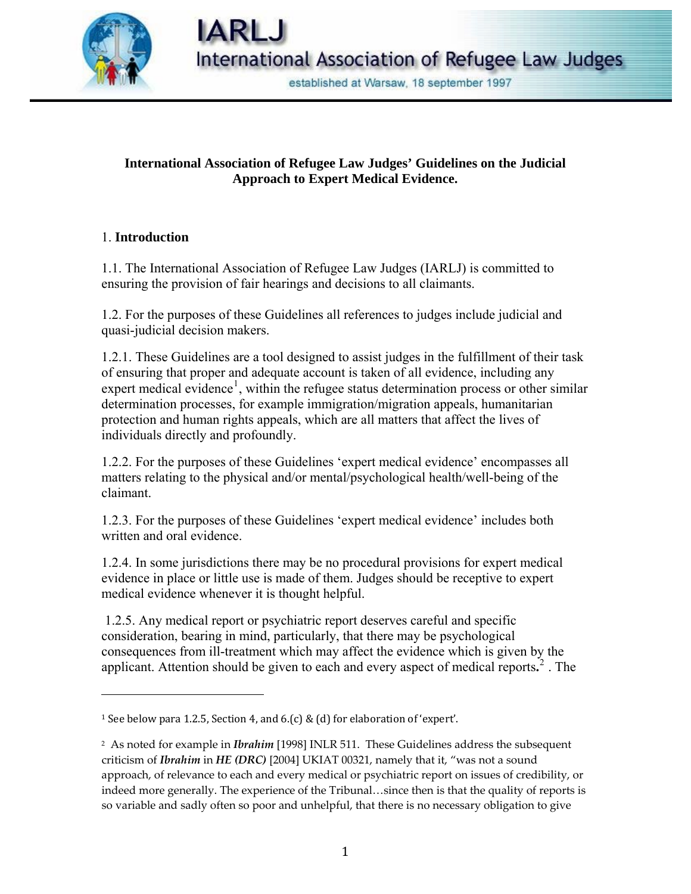IARLJ

International Association of Refugee Law Judges

established at Warsaw, 18 september 1997

# International Association of Refugee Law Judges' Guidelines on the Judicial Approach to Expert Medical Evidence.

## 1. Introduction

1.1. The International Association of Refugee Law Judges (IARLJ) is committed to ensuring the provision of fair hearings and decisions to all claimants.

1.2. For the purposes of these Guidelines all references to judges include judicial and quasi-judicial decision makers.

1.2.1. These Guidelines are a tool designed to assist judges in the fulfillment of their task of ensuring that proper and adequate account is taken of all evidence, including any expert medical evidence[1], within the refugee status determination process or other similar determination processes, for example immigration/migration appeals, humanitarian protection and human rights appeals, which are all matters that affect the lives of individuals directly and profoundly.

1.2.2. For the purposes of these Guidelines 'expert medical evidence' encompasses all matters relating to the physical and/or mental/psychological health/well-being of the claimant.

1.2.3. For the purposes of these Guidelines 'expert medical evidence' includes both written and oral evidence.

1.2.4. In some jurisdictions there may be no procedural provisions for expert medical evidence in place or little use is made of them. Judges should be receptive to expert medical evidence whenever it is thought helpful.

1.2.5. Any medical report or psychiatric report deserves careful and specific consideration, bearing in mind, particularly, that there may be psychological consequences from ill-treatment which may affect the evidence which is given by the applicant. Attention should be given to each and every aspect of medical reports**.**[2] . The

---

[1] See below para 1.2.5, Section 4, and 6.(c) & (d) for elaboration of 'expert'.

[2] As noted for example in ***Ibrahim*** [1998] INLR 511. These Guidelines address the subsequent criticism of ***Ibrahim*** in ***HE (DRC)*** [2004] UKIAT 00321, namely that it, "was not a sound approach, of relevance to each and every medical or psychiatric report on issues of credibility, or indeed more generally. The experience of the Tribunal…since then is that the quality of reports is so variable and sadly often so poor and unhelpful, that there is no necessary obligation to give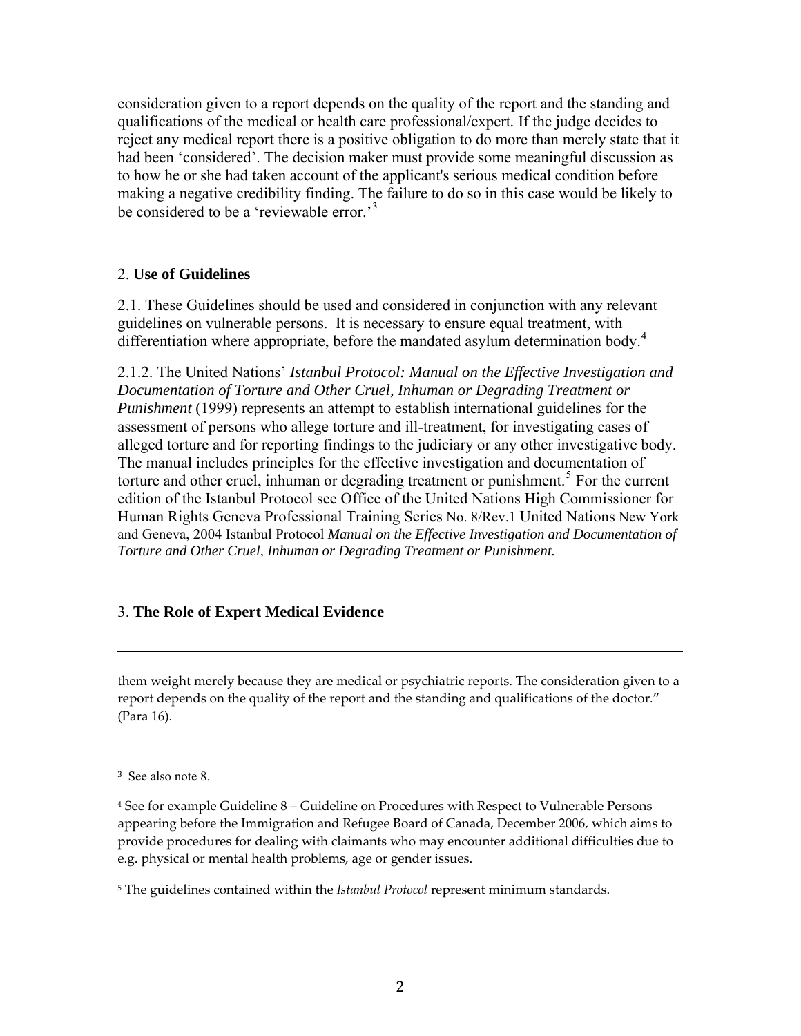consideration given to a report depends on the quality of the report and the standing and qualifications of the medical or health care professional/expert. If the judge decides to reject any medical report there is a positive obligation to do more than merely state that it had been 'considered'. The decision maker must provide some meaningful discussion as to how he or she had taken account of the applicant's serious medical condition before making a negative credibility finding. The failure to do so in this case would be likely to be considered to be a 'reviewable error.'[3]

## 2. **Use of Guidelines**

2.1. These Guidelines should be used and considered in conjunction with any relevant guidelines on vulnerable persons. It is necessary to ensure equal treatment, with differentiation where appropriate, before the mandated asylum determination body.[4]

2.1.2. The United Nations' *Istanbul Protocol: Manual on the Effective Investigation and Documentation of Torture and Other Cruel, Inhuman or Degrading Treatment or Punishment* (1999) represents an attempt to establish international guidelines for the assessment of persons who allege torture and ill-treatment, for investigating cases of alleged torture and for reporting findings to the judiciary or any other investigative body. The manual includes principles for the effective investigation and documentation of torture and other cruel, inhuman or degrading treatment or punishment.[5] For the current edition of the Istanbul Protocol see Office of the United Nations High Commissioner for Human Rights Geneva Professional Training Series No. 8/Rev.1 United Nations New York and Geneva, 2004 Istanbul Protocol *Manual on the Effective Investigation and Documentation of Torture and Other Cruel, Inhuman or Degrading Treatment or Punishment.*

## 3. **The Role of Expert Medical Evidence**

---

them weight merely because they are medical or psychiatric reports. The consideration given to a report depends on the quality of the report and the standing and qualifications of the doctor." (Para 16).

[3] See also note 8.

[4] See for example Guideline 8 – Guideline on Procedures with Respect to Vulnerable Persons appearing before the Immigration and Refugee Board of Canada, December 2006, which aims to provide procedures for dealing with claimants who may encounter additional difficulties due to e.g. physical or mental health problems, age or gender issues.

[5] The guidelines contained within the *Istanbul Protocol* represent minimum standards.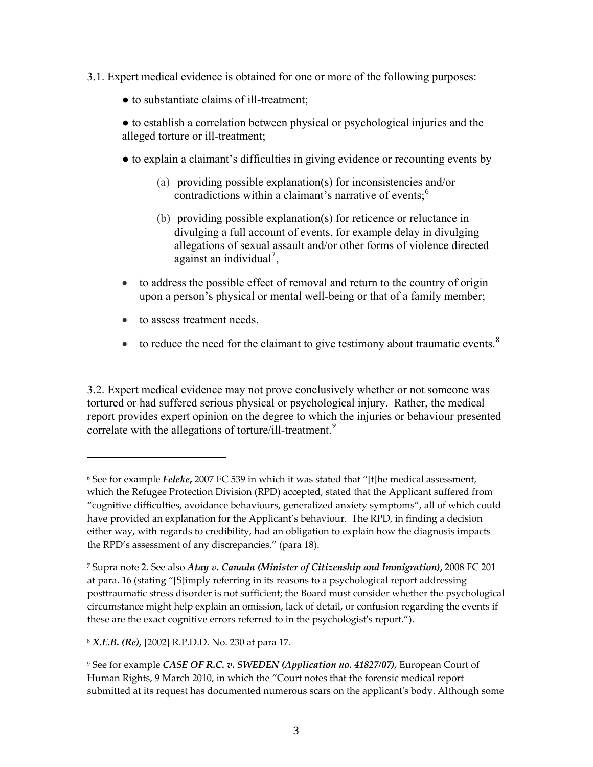3.1. Expert medical evidence is obtained for one or more of the following purposes:

- to substantiate claims of ill-treatment;
- to establish a correlation between physical or psychological injuries and the alleged torture or ill-treatment;
- to explain a claimant's difficulties in giving evidence or recounting events by
  - (a) providing possible explanation(s) for inconsistencies and/or contradictions within a claimant's narrative of events;[6]
  - (b) providing possible explanation(s) for reticence or reluctance in divulging a full account of events, for example delay in divulging allegations of sexual assault and/or other forms of violence directed against an individual[7],
- to address the possible effect of removal and return to the country of origin upon a person's physical or mental well-being or that of a family member;
- to assess treatment needs.
- to reduce the need for the claimant to give testimony about traumatic events.[8]

3.2. Expert medical evidence may not prove conclusively whether or not someone was tortured or had suffered serious physical or psychological injury. Rather, the medical report provides expert opinion on the degree to which the injuries or behaviour presented correlate with the allegations of torture/ill-treatment.[9]

---

[6] See for example ***Feleke*,** 2007 FC 539 in which it was stated that "[t]he medical assessment, which the Refugee Protection Division (RPD) accepted, stated that the Applicant suffered from "cognitive difficulties, avoidance behaviours, generalized anxiety symptoms", all of which could have provided an explanation for the Applicant's behaviour. The RPD, in finding a decision either way, with regards to credibility, had an obligation to explain how the diagnosis impacts the RPD's assessment of any discrepancies." (para 18).

[7] Supra note 2. See also ***Atay v. Canada (Minister of Citizenship and Immigration)*,** 2008 FC 201 at para. 16 (stating "[S]imply referring in its reasons to a psychological report addressing posttraumatic stress disorder is not sufficient; the Board must consider whether the psychological circumstance might help explain an omission, lack of detail, or confusion regarding the events if these are the exact cognitive errors referred to in the psychologist's report.").

[8] ***X.E.B. (Re)*,** [2002] R.P.D.D. No. 230 at para 17.

[9] See for example ***CASE OF R.C. v. SWEDEN (Application no. 41827/07)*,** European Court of Human Rights, 9 March 2010, in which the "Court notes that the forensic medical report submitted at its request has documented numerous scars on the applicant's body. Although some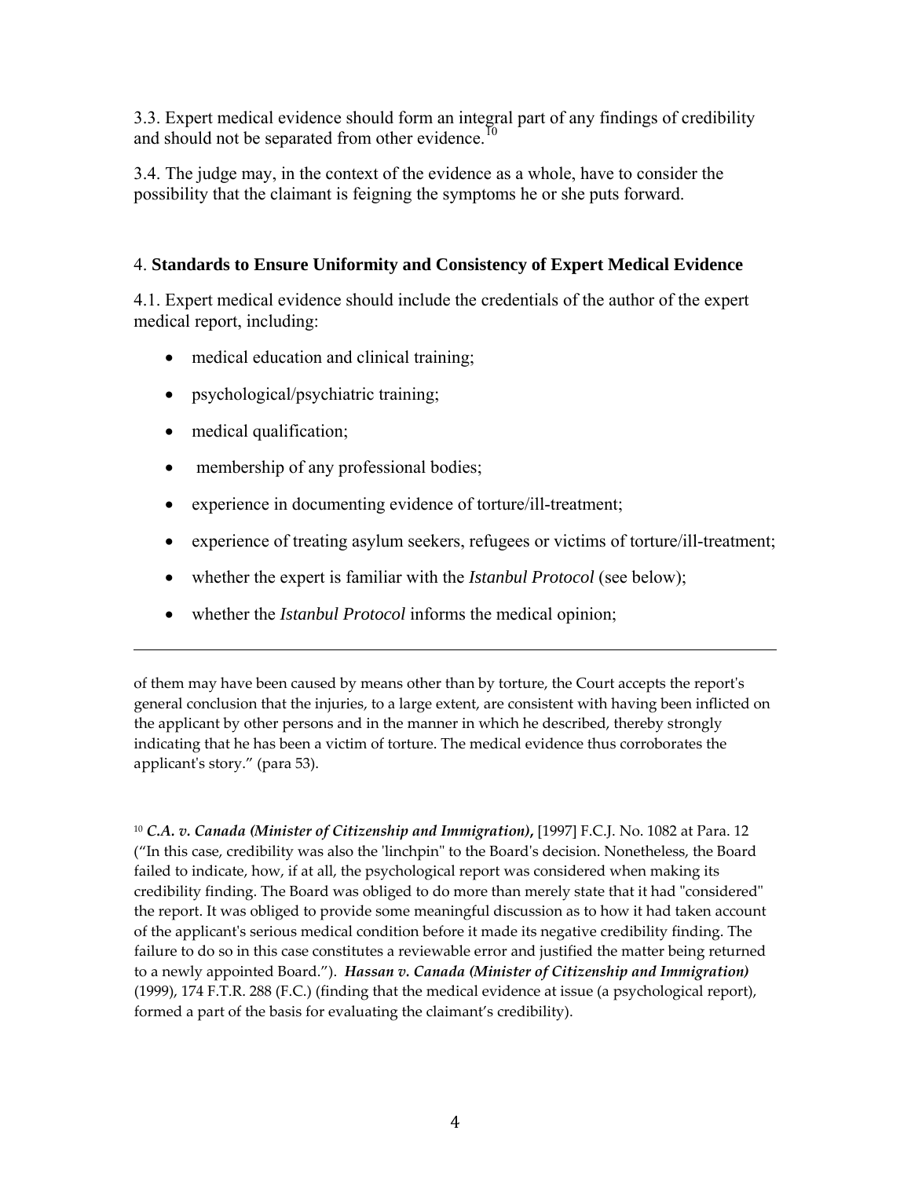3.3. Expert medical evidence should form an integral part of any findings of credibility and should not be separated from other evidence.[10]

3.4. The judge may, in the context of the evidence as a whole, have to consider the possibility that the claimant is feigning the symptoms he or she puts forward.

## 4. Standards to Ensure Uniformity and Consistency of Expert Medical Evidence

4.1. Expert medical evidence should include the credentials of the author of the expert medical report, including:

- medical education and clinical training;
- psychological/psychiatric training;
- medical qualification;
- membership of any professional bodies;
- experience in documenting evidence of torture/ill-treatment;
- experience of treating asylum seekers, refugees or victims of torture/ill-treatment;
- whether the expert is familiar with the *Istanbul Protocol* (see below);
- whether the *Istanbul Protocol* informs the medical opinion;

---

of them may have been caused by means other than by torture, the Court accepts the report's general conclusion that the injuries, to a large extent, are consistent with having been inflicted on the applicant by other persons and in the manner in which he described, thereby strongly indicating that he has been a victim of torture. The medical evidence thus corroborates the applicant's story." (para 53).

[10] ***C.A. v. Canada (Minister of Citizenship and Immigration)*,** [1997] F.C.J. No. 1082 at Para. 12 ("In this case, credibility was also the 'linchpin" to the Board's decision. Nonetheless, the Board failed to indicate, how, if at all, the psychological report was considered when making its credibility finding. The Board was obliged to do more than merely state that it had "considered" the report. It was obliged to provide some meaningful discussion as to how it had taken account of the applicant's serious medical condition before it made its negative credibility finding. The failure to do so in this case constitutes a reviewable error and justified the matter being returned to a newly appointed Board."). ***Hassan v. Canada (Minister of Citizenship and Immigration)*** (1999), 174 F.T.R. 288 (F.C.) (finding that the medical evidence at issue (a psychological report), formed a part of the basis for evaluating the claimant's credibility).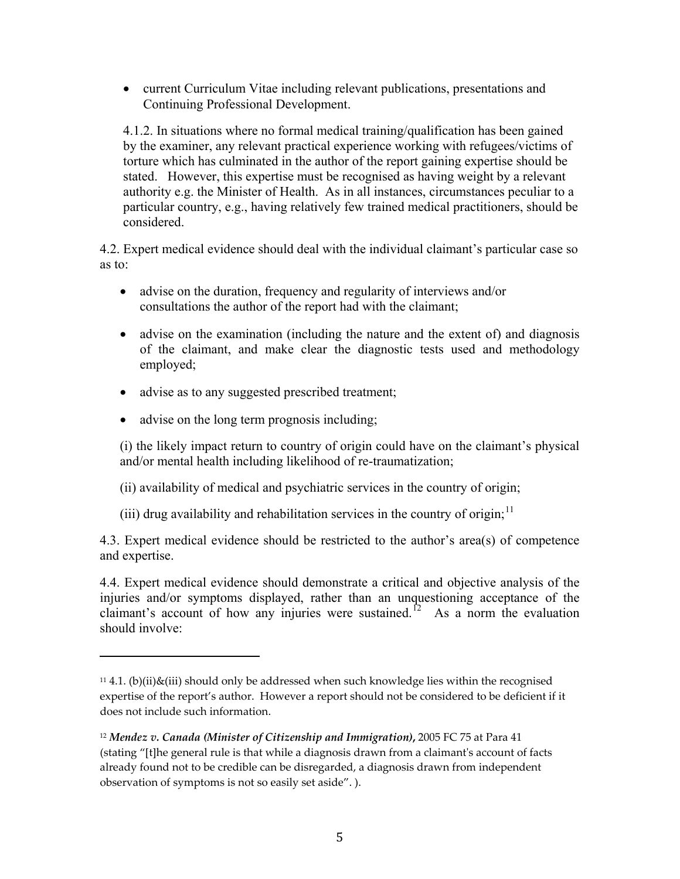- current Curriculum Vitae including relevant publications, presentations and Continuing Professional Development.

4.1.2. In situations where no formal medical training/qualification has been gained by the examiner, any relevant practical experience working with refugees/victims of torture which has culminated in the author of the report gaining expertise should be stated. However, this expertise must be recognised as having weight by a relevant authority e.g. the Minister of Health. As in all instances, circumstances peculiar to a particular country, e.g., having relatively few trained medical practitioners, should be considered.

4.2. Expert medical evidence should deal with the individual claimant's particular case so as to:

- advise on the duration, frequency and regularity of interviews and/or consultations the author of the report had with the claimant;
- advise on the examination (including the nature and the extent of) and diagnosis of the claimant, and make clear the diagnostic tests used and methodology employed;
- advise as to any suggested prescribed treatment;
- advise on the long term prognosis including;

(i) the likely impact return to country of origin could have on the claimant's physical and/or mental health including likelihood of re-traumatization;

(ii) availability of medical and psychiatric services in the country of origin;

(iii) drug availability and rehabilitation services in the country of origin;[11]

4.3. Expert medical evidence should be restricted to the author's area(s) of competence and expertise.

4.4. Expert medical evidence should demonstrate a critical and objective analysis of the injuries and/or symptoms displayed, rather than an unquestioning acceptance of the claimant's account of how any injuries were sustained.[12] As a norm the evaluation should involve:

---

[11] 4.1. (b)(ii)&(iii) should only be addressed when such knowledge lies within the recognised expertise of the report's author. However a report should not be considered to be deficient if it does not include such information.

[12] ***Mendez v. Canada (Minister of Citizenship and Immigration)***, 2005 FC 75 at Para 41 (stating "[t]he general rule is that while a diagnosis drawn from a claimant's account of facts already found not to be credible can be disregarded, a diagnosis drawn from independent observation of symptoms is not so easily set aside". ).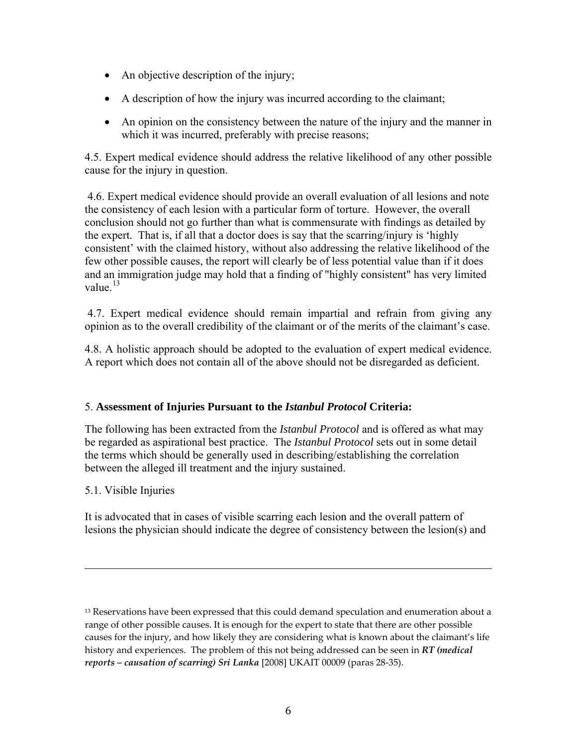- An objective description of the injury;
- A description of how the injury was incurred according to the claimant;
- An opinion on the consistency between the nature of the injury and the manner in which it was incurred, preferably with precise reasons;

4.5. Expert medical evidence should address the relative likelihood of any other possible cause for the injury in question.

4.6. Expert medical evidence should provide an overall evaluation of all lesions and note the consistency of each lesion with a particular form of torture. However, the overall conclusion should not go further than what is commensurate with findings as detailed by the expert. That is, if all that a doctor does is say that the scarring/injury is 'highly consistent' with the claimed history, without also addressing the relative likelihood of the few other possible causes, the report will clearly be of less potential value than if it does and an immigration judge may hold that a finding of "highly consistent" has very limited value.[13]

4.7. Expert medical evidence should remain impartial and refrain from giving any opinion as to the overall credibility of the claimant or of the merits of the claimant's case.

4.8. A holistic approach should be adopted to the evaluation of expert medical evidence. A report which does not contain all of the above should not be disregarded as deficient.

## 5. **Assessment of Injuries Pursuant to the *Istanbul Protocol* Criteria:**

The following has been extracted from the *Istanbul Protocol* and is offered as what may be regarded as aspirational best practice. The *Istanbul Protocol* sets out in some detail the terms which should be generally used in describing/establishing the correlation between the alleged ill treatment and the injury sustained.

5.1. Visible Injuries

It is advocated that in cases of visible scarring each lesion and the overall pattern of lesions the physician should indicate the degree of consistency between the lesion(s) and

---

[13] Reservations have been expressed that this could demand speculation and enumeration about a range of other possible causes. It is enough for the expert to state that there are other possible causes for the injury, and how likely they are considering what is known about the claimant's life history and experiences. The problem of this not being addressed can be seen in ***RT (medical reports – causation of scarring) Sri Lanka*** [2008] UKAIT 00009 (paras 28-35).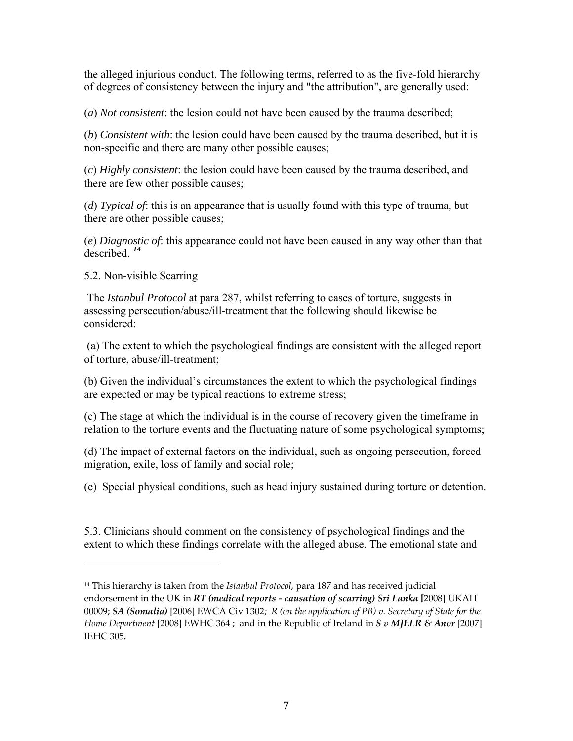the alleged injurious conduct. The following terms, referred to as the five-fold hierarchy of degrees of consistency between the injury and "the attribution", are generally used:

(*a*) *Not consistent*: the lesion could not have been caused by the trauma described;

(*b*) *Consistent with*: the lesion could have been caused by the trauma described, but it is non-specific and there are many other possible causes;

(*c*) *Highly consistent*: the lesion could have been caused by the trauma described, and there are few other possible causes;

(*d*) *Typical of*: this is an appearance that is usually found with this type of trauma, but there are other possible causes;

(*e*) *Diagnostic of*: this appearance could not have been caused in any way other than that described. [14]

5.2. Non-visible Scarring

The *Istanbul Protocol* at para 287, whilst referring to cases of torture, suggests in assessing persecution/abuse/ill-treatment that the following should likewise be considered:

(a) The extent to which the psychological findings are consistent with the alleged report of torture, abuse/ill-treatment;

(b) Given the individual's circumstances the extent to which the psychological findings are expected or may be typical reactions to extreme stress;

(c) The stage at which the individual is in the course of recovery given the timeframe in relation to the torture events and the fluctuating nature of some psychological symptoms;

(d) The impact of external factors on the individual, such as ongoing persecution, forced migration, exile, loss of family and social role;

(e) Special physical conditions, such as head injury sustained during torture or detention.

5.3. Clinicians should comment on the consistency of psychological findings and the extent to which these findings correlate with the alleged abuse. The emotional state and

---

[14] This hierarchy is taken from the *Istanbul Protocol*, para 187 and has received judicial endorsement in the UK in ***RT (medical reports - causation of scarring) Sri Lanka*** **[**2008] UKAIT 00009; ***SA (Somalia)*** [2006] EWCA Civ 1302; *R (on the application of PB) v. Secretary of State for the Home Department* [2008] EWHC 364 ; and in the Republic of Ireland in ***S v MJELR & Anor*** [2007] IEHC 305**.**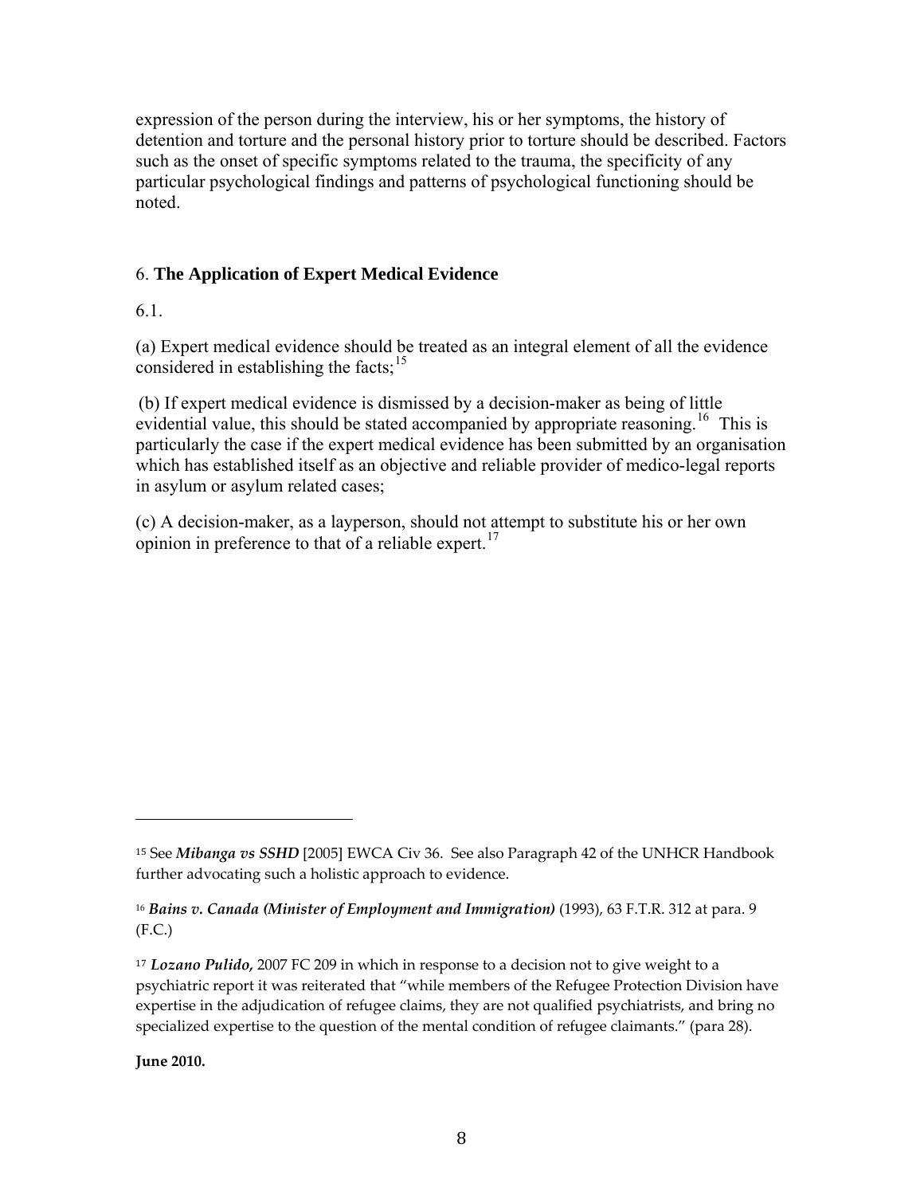expression of the person during the interview, his or her symptoms, the history of detention and torture and the personal history prior to torture should be described. Factors such as the onset of specific symptoms related to the trauma, the specificity of any particular psychological findings and patterns of psychological functioning should be noted.

## 6. **The Application of Expert Medical Evidence**

6.1.

(a) Expert medical evidence should be treated as an integral element of all the evidence considered in establishing the facts;[15]

(b) If expert medical evidence is dismissed by a decision-maker as being of little evidential value, this should be stated accompanied by appropriate reasoning.[16] This is particularly the case if the expert medical evidence has been submitted by an organisation which has established itself as an objective and reliable provider of medico-legal reports in asylum or asylum related cases;

(c) A decision-maker, as a layperson, should not attempt to substitute his or her own opinion in preference to that of a reliable expert.[17]

---

[15] See ***Mibanga vs SSHD*** [2005] EWCA Civ 36. See also Paragraph 42 of the UNHCR Handbook further advocating such a holistic approach to evidence.

[16] ***Bains v. Canada (Minister of Employment and Immigration)*** (1993), 63 F.T.R. 312 at para. 9 (F.C.)

[17] ***Lozano Pulido,*** 2007 FC 209 in which in response to a decision not to give weight to a psychiatric report it was reiterated that "while members of the Refugee Protection Division have expertise in the adjudication of refugee claims, they are not qualified psychiatrists, and bring no specialized expertise to the question of the mental condition of refugee claimants." (para 28).

**June 2010.**